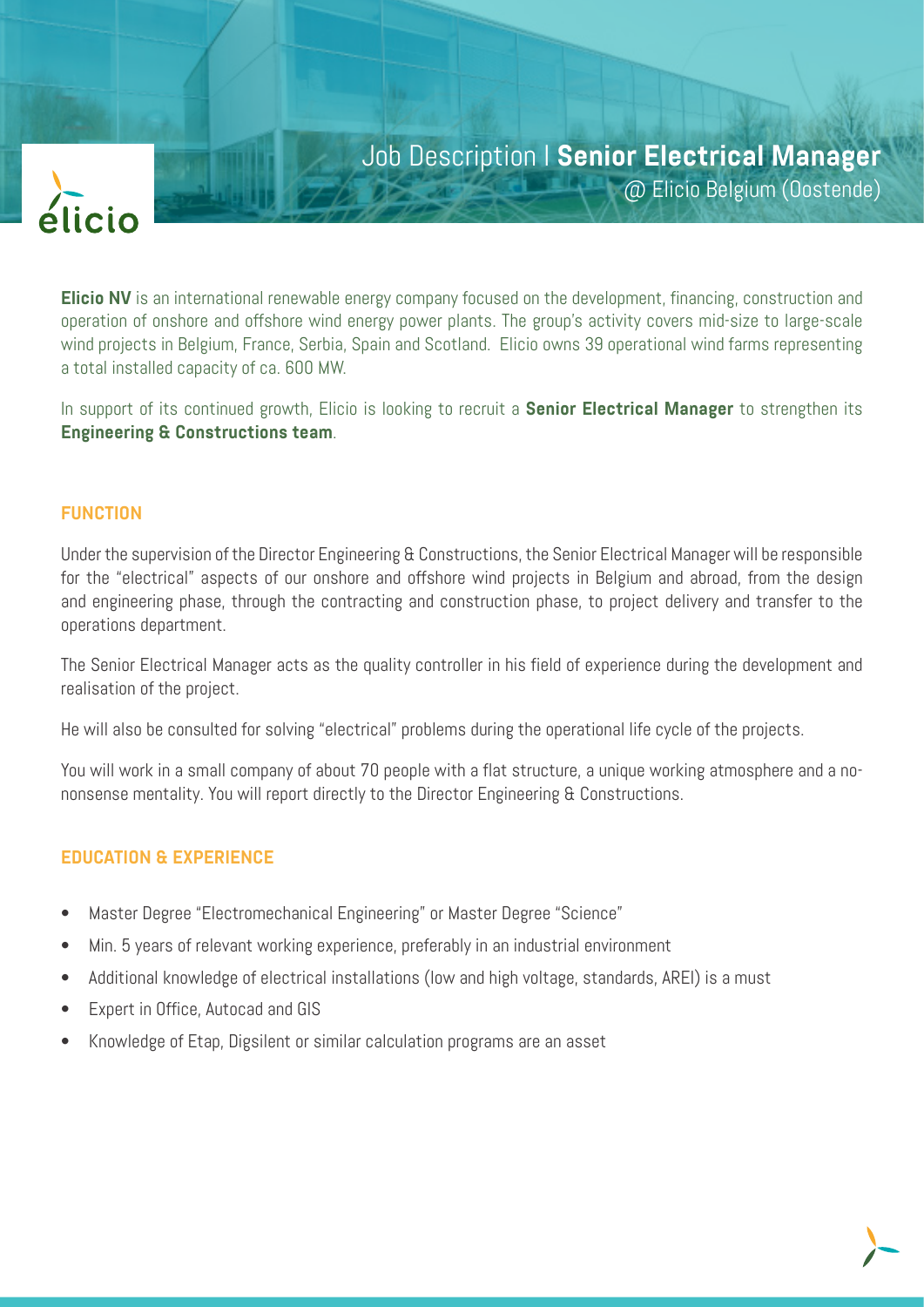# Job Description | **Senior Electrical Manager**

@ Elicio Belgium (Oostende)

**Elicio NV** is an international renewable energy company focused on the development, financing, construction and operation of onshore and offshore wind energy power plants. The group's activity covers mid-size to large-scale wind projects in Belgium, France, Serbia, Spain and Scotland. Elicio owns 39 operational wind farms representing a total installed capacity of ca. 600 MW.

In support of its continued growth, Elicio is looking to recruit a **Senior Electrical Manager** to strengthen its **Engineering & Constructions team**.

## FUNCTION

Under the supervision of the Director Engineering & Constructions, the Senior Electrical Manager will be responsible for the "electrical" aspects of our onshore and offshore wind projects in Belgium and abroad, from the design and engineering phase, through the contracting and construction phase, to project delivery and transfer to the operations department.

The Senior Electrical Manager acts as the quality controller in his field of experience during the development and realisation of the project.

He will also be consulted for solving "electrical" problems during the operational life cycle of the projects.

You will work in a small company of about 70 people with a flat structure, a unique working atmosphere and a no-nonsense mentality. You will report directly to the Director Engineering & Constructions.

## EDUCATION & EXPERIENCE

- Master Degree "Electromechanical Engineering" or Master Degree "Science"
- Min. 5 years of relevant working experience, preferably in an industrial environment
- Additional knowledge of electrical installations (low and high voltage, standards, AREI) is a must
- Expert in Office, Autocad and GIS
- Knowledge of Etap, Digsilent or similar calculation programs are an asset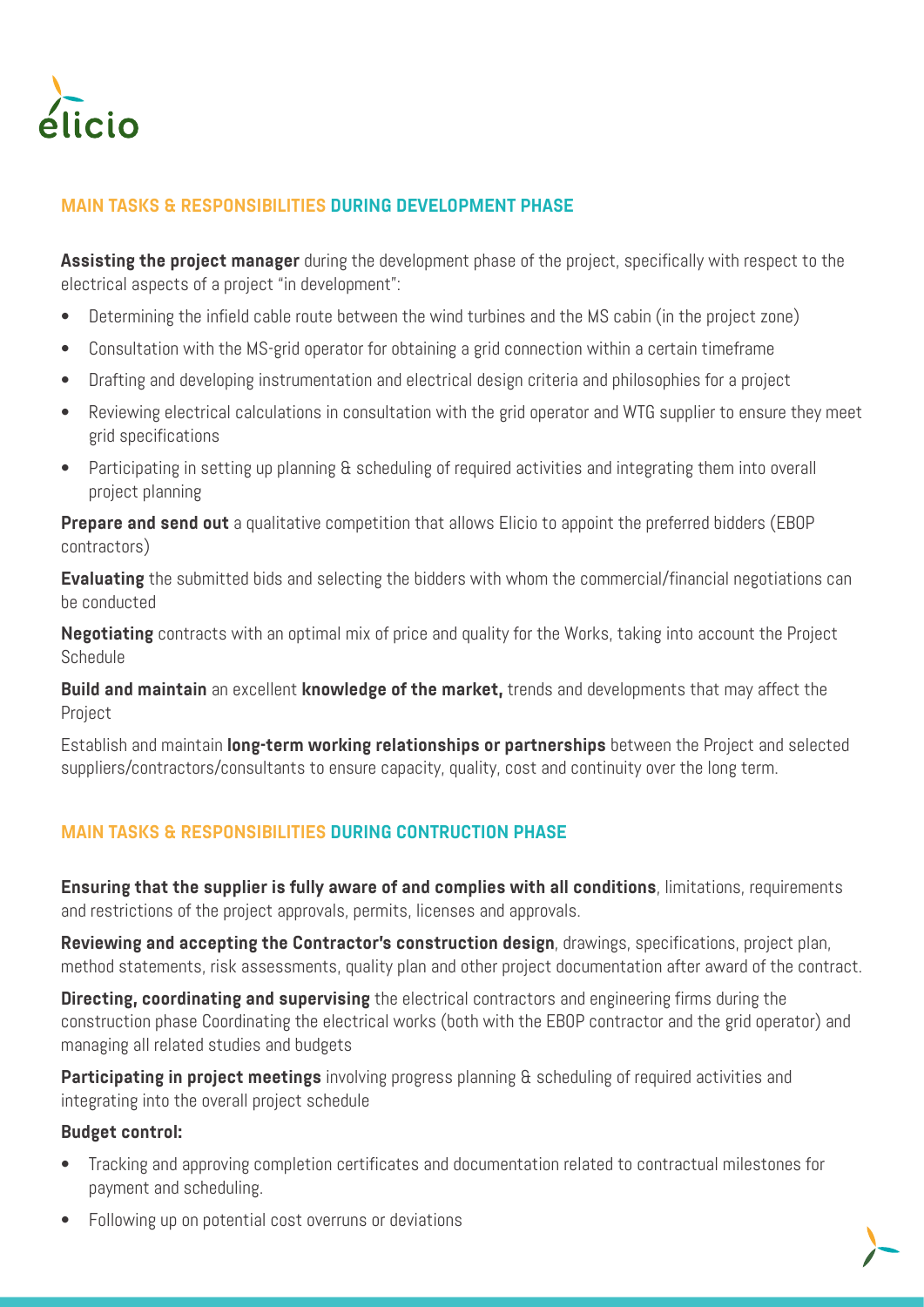## MAIN TASKS & RESPONSIBILITIES DURING DEVELOPMENT PHASE

**Assisting the project manager** during the development phase of the project, specifically with respect to the electrical aspects of a project "in development":

- Determining the infield cable route between the wind turbines and the MS cabin (in the project zone)
- Consultation with the MS-grid operator for obtaining a grid connection within a certain timeframe
- Drafting and developing instrumentation and electrical design criteria and philosophies for a project
- Reviewing electrical calculations in consultation with the grid operator and WTG supplier to ensure they meet grid specifications
- Participating in setting up planning & scheduling of required activities and integrating them into overall project planning

**Prepare and send out** a qualitative competition that allows Elicio to appoint the preferred bidders (EBOP contractors)

**Evaluating** the submitted bids and selecting the bidders with whom the commercial/financial negotiations can be conducted

**Negotiating** contracts with an optimal mix of price and quality for the Works, taking into account the Project Schedule

**Build and maintain** an excellent **knowledge of the market,** trends and developments that may affect the Project

Establish and maintain **long-term working relationships or partnerships** between the Project and selected suppliers/contractors/consultants to ensure capacity, quality, cost and continuity over the long term.

## MAIN TASKS & RESPONSIBILITIES DURING CONTRUCTION PHASE

**Ensuring that the supplier is fully aware of and complies with all conditions**, limitations, requirements and restrictions of the project approvals, permits, licenses and approvals.

**Reviewing and accepting the Contractor's construction design**, drawings, specifications, project plan, method statements, risk assessments, quality plan and other project documentation after award of the contract.

**Directing, coordinating and supervising** the electrical contractors and engineering firms during the construction phase Coordinating the electrical works (both with the EBOP contractor and the grid operator) and managing all related studies and budgets

**Participating in project meetings** involving progress planning & scheduling of required activities and integrating into the overall project schedule

**Budget control:**

- Tracking and approving completion certificates and documentation related to contractual milestones for payment and scheduling.
- Following up on potential cost overruns or deviations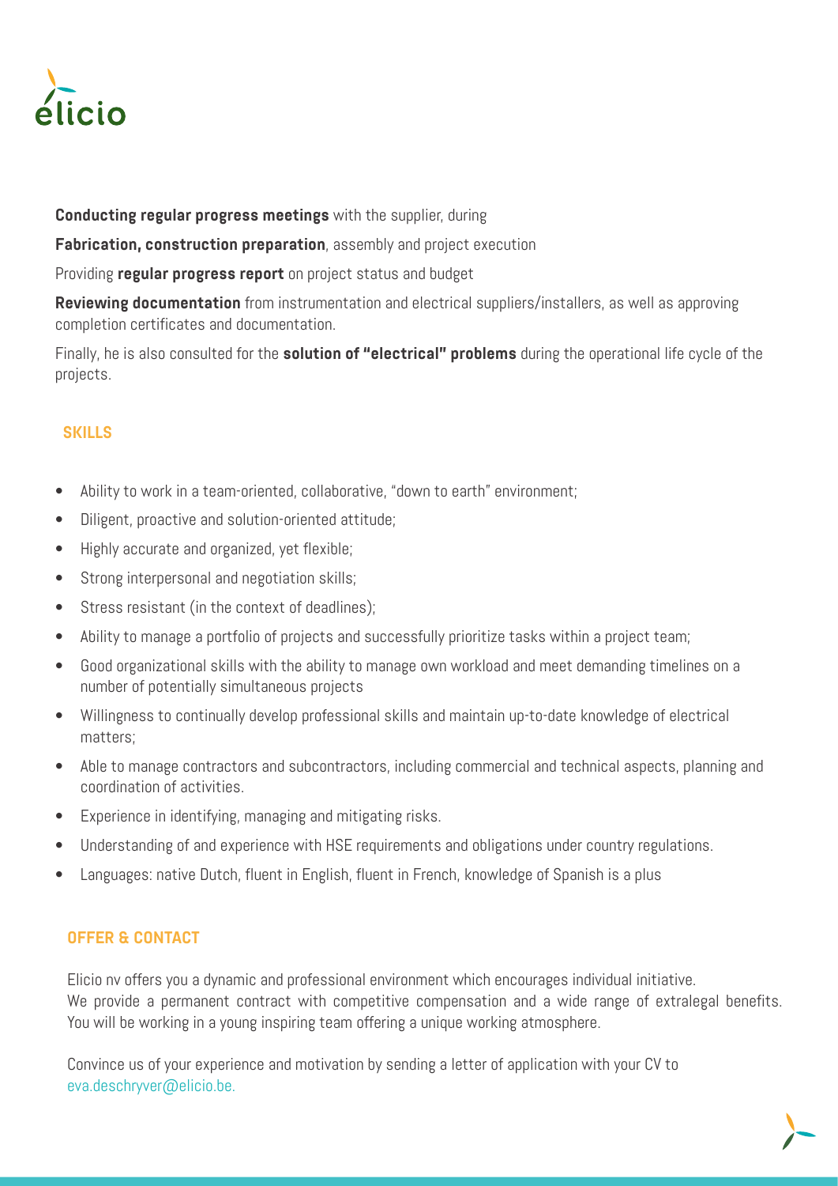**Conducting regular progress meetings** with the supplier, during

**Fabrication, construction preparation**, assembly and project execution

Providing **regular progress report** on project status and budget

**Reviewing documentation** from instrumentation and electrical suppliers/installers, as well as approving completion certificates and documentation.

Finally, he is also consulted for the **solution of "electrical" problems** during the operational life cycle of the projects.

## SKILLS

- Ability to work in a team-oriented, collaborative, "down to earth" environment;
- Diligent, proactive and solution-oriented attitude;
- Highly accurate and organized, yet flexible;
- Strong interpersonal and negotiation skills;
- Stress resistant (in the context of deadlines);
- Ability to manage a portfolio of projects and successfully prioritize tasks within a project team;
- Good organizational skills with the ability to manage own workload and meet demanding timelines on a number of potentially simultaneous projects
- Willingness to continually develop professional skills and maintain up-to-date knowledge of electrical matters;
- Able to manage contractors and subcontractors, including commercial and technical aspects, planning and coordination of activities.
- Experience in identifying, managing and mitigating risks.
- Understanding of and experience with HSE requirements and obligations under country regulations.
- Languages: native Dutch, fluent in English, fluent in French, knowledge of Spanish is a plus

## OFFER & CONTACT

Elicio nv offers you a dynamic and professional environment which encourages individual initiative. We provide a permanent contract with competitive compensation and a wide range of extralegal benefits. You will be working in a young inspiring team offering a unique working atmosphere.

Convince us of your experience and motivation by sending a letter of application with your CV to eva.deschryver@elicio.be.